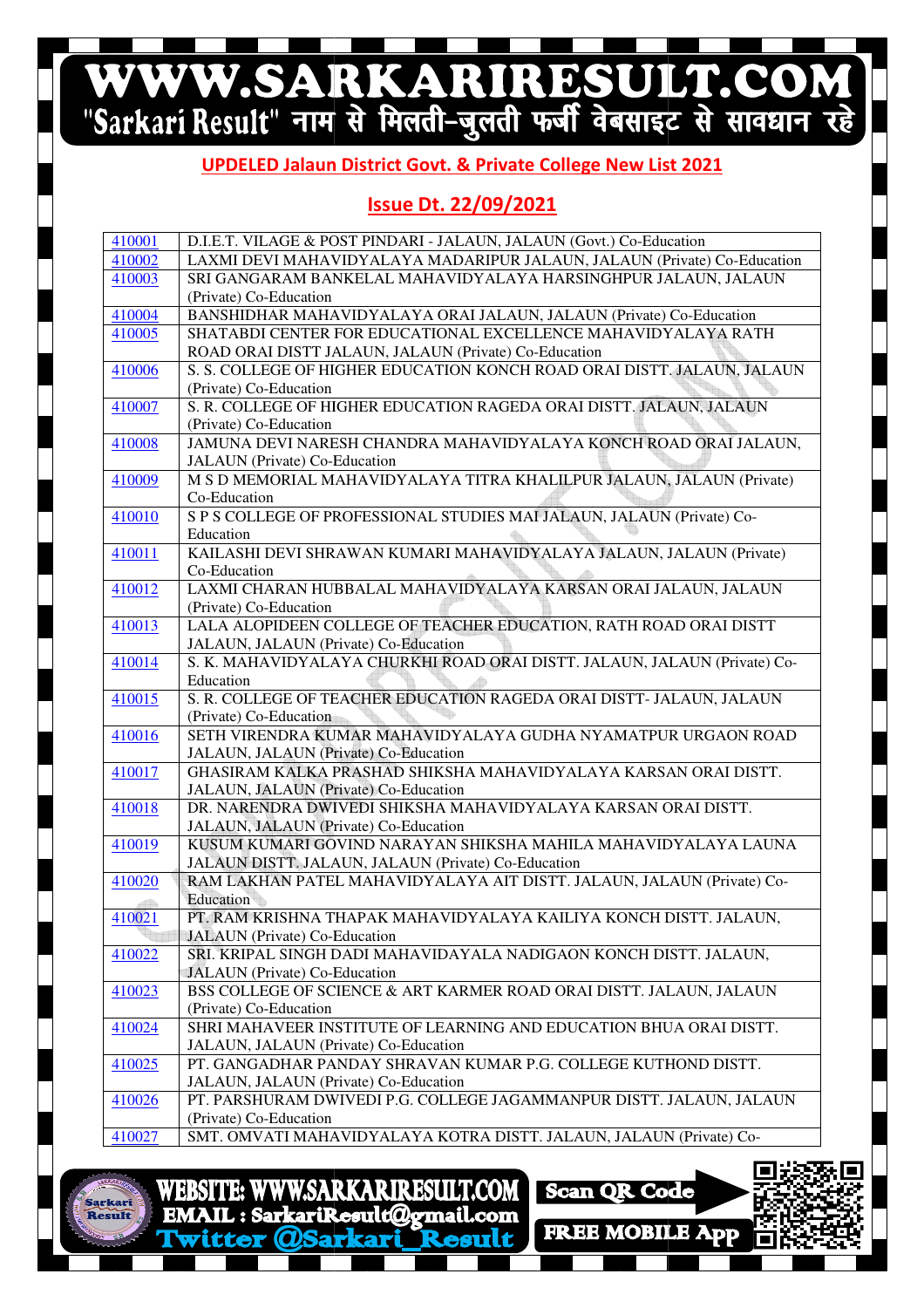## UPDELED Jalaun District Govt. & Private College New List 2021

## Issue Dt. 22/09/2021

| | |
|---|---|
| 410001 | D.I.E.T. VILAGE & POST PINDARI - JALAUN, JALAUN (Govt.) Co-Education |
| 410002 | LAXMI DEVI MAHAVIDYALAYA MADARIPUR JALAUN, JALAUN (Private) Co-Education |
| 410003 | SRI GANGARAM BANKELAL MAHAVIDYALAYA HARSINGHPUR JALAUN, JALAUN (Private) Co-Education |
| 410004 | BANSHIDHAR MAHAVIDYALAYA ORAI JALAUN, JALAUN (Private) Co-Education |
| 410005 | SHATABDI CENTER FOR EDUCATIONAL EXCELLENCE MAHAVIDYALAYA RATH ROAD ORAI DISTT JALAUN, JALAUN (Private) Co-Education |
| 410006 | S. S. COLLEGE OF HIGHER EDUCATION KONCH ROAD ORAI DISTT. JALAUN, JALAUN (Private) Co-Education |
| 410007 | S. R. COLLEGE OF HIGHER EDUCATION RAGEDA ORAI DISTT. JALAUN, JALAUN (Private) Co-Education |
| 410008 | JAMUNA DEVI NARESH CHANDRA MAHAVIDYALAYA KONCH ROAD ORAI JALAUN, JALAUN (Private) Co-Education |
| 410009 | M S D MEMORIAL MAHAVIDYALAYA TITRA KHALILPUR JALAUN, JALAUN (Private) Co-Education |
| 410010 | S P S COLLEGE OF PROFESSIONAL STUDIES MAI JALAUN, JALAUN (Private) Co-Education |
| 410011 | KAILASHI DEVI SHRAWAN KUMARI MAHAVIDYALAYA JALAUN, JALAUN (Private) Co-Education |
| 410012 | LAXMI CHARAN HUBBALAL MAHAVIDYALAYA KARSAN ORAI JALAUN, JALAUN (Private) Co-Education |
| 410013 | LALA ALOPIDEEN COLLEGE OF TEACHER EDUCATION, RATH ROAD ORAI DISTT JALAUN, JALAUN (Private) Co-Education |
| 410014 | S. K. MAHAVIDYALAYA CHURKHI ROAD ORAI DISTT. JALAUN, JALAUN (Private) Co-Education |
| 410015 | S. R. COLLEGE OF TEACHER EDUCATION RAGEDA ORAI DISTT- JALAUN, JALAUN (Private) Co-Education |
| 410016 | SETH VIRENDRA KUMAR MAHAVIDYALAYA GUDHA NYAMATPUR URGAON ROAD JALAUN, JALAUN (Private) Co-Education |
| 410017 | GHASIRAM KALKA PRASHAD SHIKSHA MAHAVIDYALAYA KARSAN ORAI DISTT. JALAUN, JALAUN (Private) Co-Education |
| 410018 | DR. NARENDRA DWIVEDI SHIKSHA MAHAVIDYALAYA KARSAN ORAI DISTT. JALAUN, JALAUN (Private) Co-Education |
| 410019 | KUSUM KUMARI GOVIND NARAYAN SHIKSHA MAHILA MAHAVIDYALAYA LAUNA JALAUN DISTT. JALAUN, JALAUN (Private) Co-Education |
| 410020 | RAM LAKHAN PATEL MAHAVIDYALAYA AIT DISTT. JALAUN, JALAUN (Private) Co-Education |
| 410021 | PT. RAM KRISHNA THAPAK MAHAVIDYALAYA KAILIYA KONCH DISTT. JALAUN, JALAUN (Private) Co-Education |
| 410022 | SRI. KRIPAL SINGH DADI MAHAVIDAYALA NADIGAON KONCH DISTT. JALAUN, JALAUN (Private) Co-Education |
| 410023 | BSS COLLEGE OF SCIENCE & ART KARMER ROAD ORAI DISTT. JALAUN, JALAUN (Private) Co-Education |
| 410024 | SHRI MAHAVEER INSTITUTE OF LEARNING AND EDUCATION BHUA ORAI DISTT. JALAUN, JALAUN (Private) Co-Education |
| 410025 | PT. GANGADHAR PANDAY SHRAVAN KUMAR P.G. COLLEGE KUTHOND DISTT. JALAUN, JALAUN (Private) Co-Education |
| 410026 | PT. PARSHURAM DWIVEDI P.G. COLLEGE JAGAMMANPUR DISTT. JALAUN, JALAUN (Private) Co-Education |
| 410027 | SMT. OMVATI MAHAVIDYALAYA KOTRA DISTT. JALAUN, JALAUN (Private) Co- |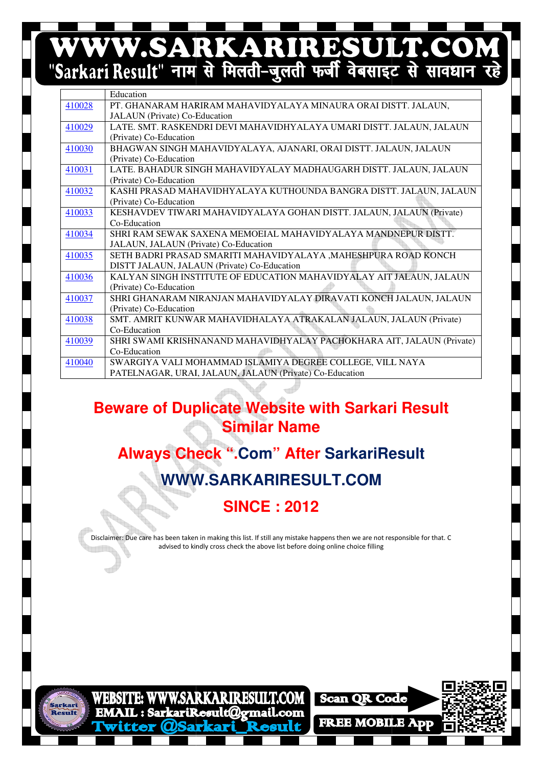| | |
|---|---|
| | Education |
| 410028 | PT. GHANARAM HARIRAM MAHAVIDYALAYA MINAURA ORAI DISTT. JALAUN, JALAUN (Private) Co-Education |
| 410029 | LATE. SMT. RASKENDRI DEVI MAHAVIDHYALAYA UMARI DISTT. JALAUN, JALAUN (Private) Co-Education |
| 410030 | BHAGWAN SINGH MAHAVIDYALAYA, AJANARI, ORAI DISTT. JALAUN, JALAUN (Private) Co-Education |
| 410031 | LATE. BAHADUR SINGH MAHAVIDYALAY MADHAUGARH DISTT. JALAUN, JALAUN (Private) Co-Education |
| 410032 | KASHI PRASAD MAHAVIDHYALAYA KUTHOUNDA BANGRA DISTT. JALAUN, JALAUN (Private) Co-Education |
| 410033 | KESHAVDEV TIWARI MAHAVIDYALAYA GOHAN DISTT. JALAUN, JALAUN (Private) Co-Education |
| 410034 | SHRI RAM SEWAK SAXENA MEMOEIAL MAHAVIDYALAYA MANDNEPUR DISTT. JALAUN, JALAUN (Private) Co-Education |
| 410035 | SETH BADRI PRASAD SMARITI MAHAVIDYALAYA ,MAHESHPURA ROAD KONCH DISTT JALAUN, JALAUN (Private) Co-Education |
| 410036 | KALYAN SINGH INSTITUTE OF EDUCATION MAHAVIDYALAY AIT JALAUN, JALAUN (Private) Co-Education |
| 410037 | SHRI GHANARAM NIRANJAN MAHAVIDYALAY DIRAVATI KONCH JALAUN, JALAUN (Private) Co-Education |
| 410038 | SMT. AMRIT KUNWAR MAHAVIDHALAYA ATRAKALAN JALAUN, JALAUN (Private) Co-Education |
| 410039 | SHRI SWAMI KRISHNANAND MAHAVIDHYALAY PACHOKHARA AIT, JALAUN (Private) Co-Education |
| 410040 | SWARGIYA VALI MOHAMMAD ISLAMIYA DEGREE COLLEGE, VILL NAYA PATELNAGAR, URAI, JALAUN, JALAUN (Private) Co-Education |

**Beware of Duplicate Website with Sarkari Result Similar Name**

**Always Check ".Com" After SarkariResult**

**WWW.SARKARIRESULT.COM**

**SINCE : 2012**

Disclaimer: Due care has been taken in making this list. If still any mistake happens then we are not responsible for that. C advised to kindly cross check the above list before doing online choice filling